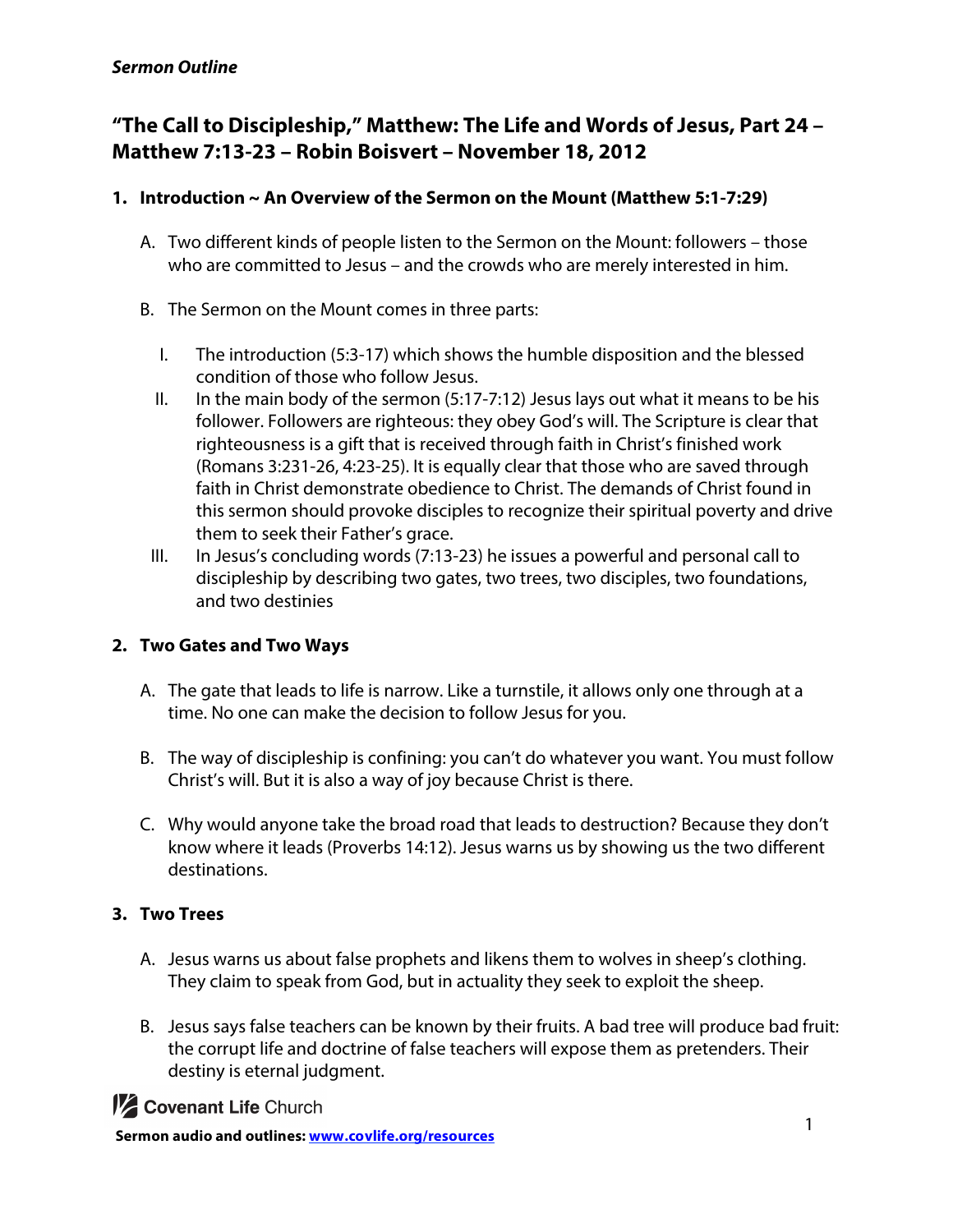*Sermon Outline*

# "The Call to Discipleship," Matthew: The Life and Words of Jesus, Part 24 – Matthew 7:13-23 – Robin Boisvert – November 18, 2012

## 1. Introduction ~ An Overview of the Sermon on the Mount (Matthew 5:1-7:29)

A. Two different kinds of people listen to the Sermon on the Mount: followers – those who are committed to Jesus – and the crowds who are merely interested in him.

B. The Sermon on the Mount comes in three parts:

I. The introduction (5:3-17) which shows the humble disposition and the blessed condition of those who follow Jesus.

II. In the main body of the sermon (5:17-7:12) Jesus lays out what it means to be his follower. Followers are righteous: they obey God's will. The Scripture is clear that righteousness is a gift that is received through faith in Christ's finished work (Romans 3:231-26, 4:23-25). It is equally clear that those who are saved through faith in Christ demonstrate obedience to Christ. The demands of Christ found in this sermon should provoke disciples to recognize their spiritual poverty and drive them to seek their Father's grace.

III. In Jesus's concluding words (7:13-23) he issues a powerful and personal call to discipleship by describing two gates, two trees, two disciples, two foundations, and two destinies

## 2. Two Gates and Two Ways

A. The gate that leads to life is narrow. Like a turnstile, it allows only one through at a time. No one can make the decision to follow Jesus for you.

B. The way of discipleship is confining: you can't do whatever you want. You must follow Christ's will. But it is also a way of joy because Christ is there.

C. Why would anyone take the broad road that leads to destruction? Because they don't know where it leads (Proverbs 14:12). Jesus warns us by showing us the two different destinations.

## 3. Two Trees

A. Jesus warns us about false prophets and likens them to wolves in sheep's clothing. They claim to speak from God, but in actuality they seek to exploit the sheep.

B. Jesus says false teachers can be known by their fruits. A bad tree will produce bad fruit: the corrupt life and doctrine of false teachers will expose them as pretenders. Their destiny is eternal judgment.

Covenant Life Church

**Sermon audio and outlines: www.covlife.org/resources**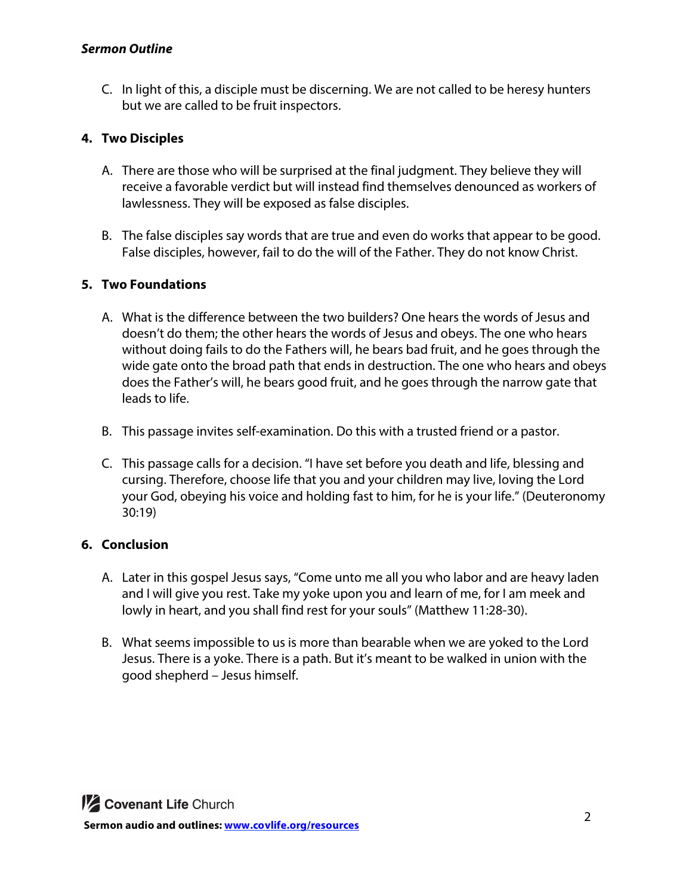C. In light of this, a disciple must be discerning. We are not called to be heresy hunters but we are called to be fruit inspectors.

**4. Two Disciples**

A. There are those who will be surprised at the final judgment. They believe they will receive a favorable verdict but will instead find themselves denounced as workers of lawlessness. They will be exposed as false disciples.

B. The false disciples say words that are true and even do works that appear to be good. False disciples, however, fail to do the will of the Father. They do not know Christ.

**5. Two Foundations**

A. What is the difference between the two builders? One hears the words of Jesus and doesn't do them; the other hears the words of Jesus and obeys. The one who hears without doing fails to do the Fathers will, he bears bad fruit, and he goes through the wide gate onto the broad path that ends in destruction. The one who hears and obeys does the Father's will, he bears good fruit, and he goes through the narrow gate that leads to life.

B. This passage invites self-examination. Do this with a trusted friend or a pastor.

C. This passage calls for a decision. "I have set before you death and life, blessing and cursing. Therefore, choose life that you and your children may live, loving the Lord your God, obeying his voice and holding fast to him, for he is your life." (Deuteronomy 30:19)

**6. Conclusion**

A. Later in this gospel Jesus says, "Come unto me all you who labor and are heavy laden and I will give you rest. Take my yoke upon you and learn of me, for I am meek and lowly in heart, and you shall find rest for your souls" (Matthew 11:28-30).

B. What seems impossible to us is more than bearable when we are yoked to the Lord Jesus. There is a yoke. There is a path. But it's meant to be walked in union with the good shepherd – Jesus himself.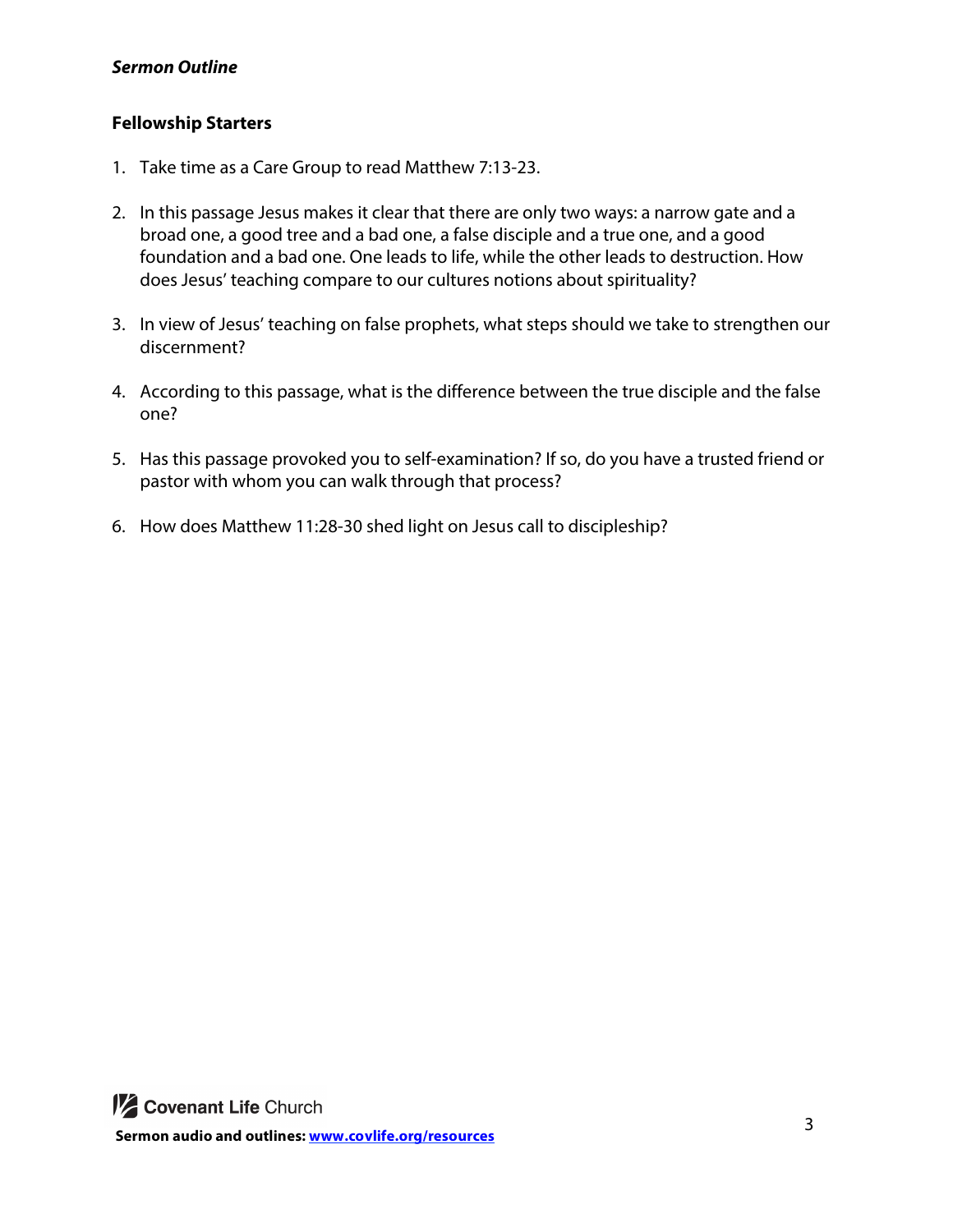***Sermon Outline***

**Fellowship Starters**

1. Take time as a Care Group to read Matthew 7:13-23.

2. In this passage Jesus makes it clear that there are only two ways: a narrow gate and a broad one, a good tree and a bad one, a false disciple and a true one, and a good foundation and a bad one. One leads to life, while the other leads to destruction. How does Jesus' teaching compare to our cultures notions about spirituality?

3. In view of Jesus' teaching on false prophets, what steps should we take to strengthen our discernment?

4. According to this passage, what is the difference between the true disciple and the false one?

5. Has this passage provoked you to self-examination? If so, do you have a trusted friend or pastor with whom you can walk through that process?

6. How does Matthew 11:28-30 shed light on Jesus call to discipleship?